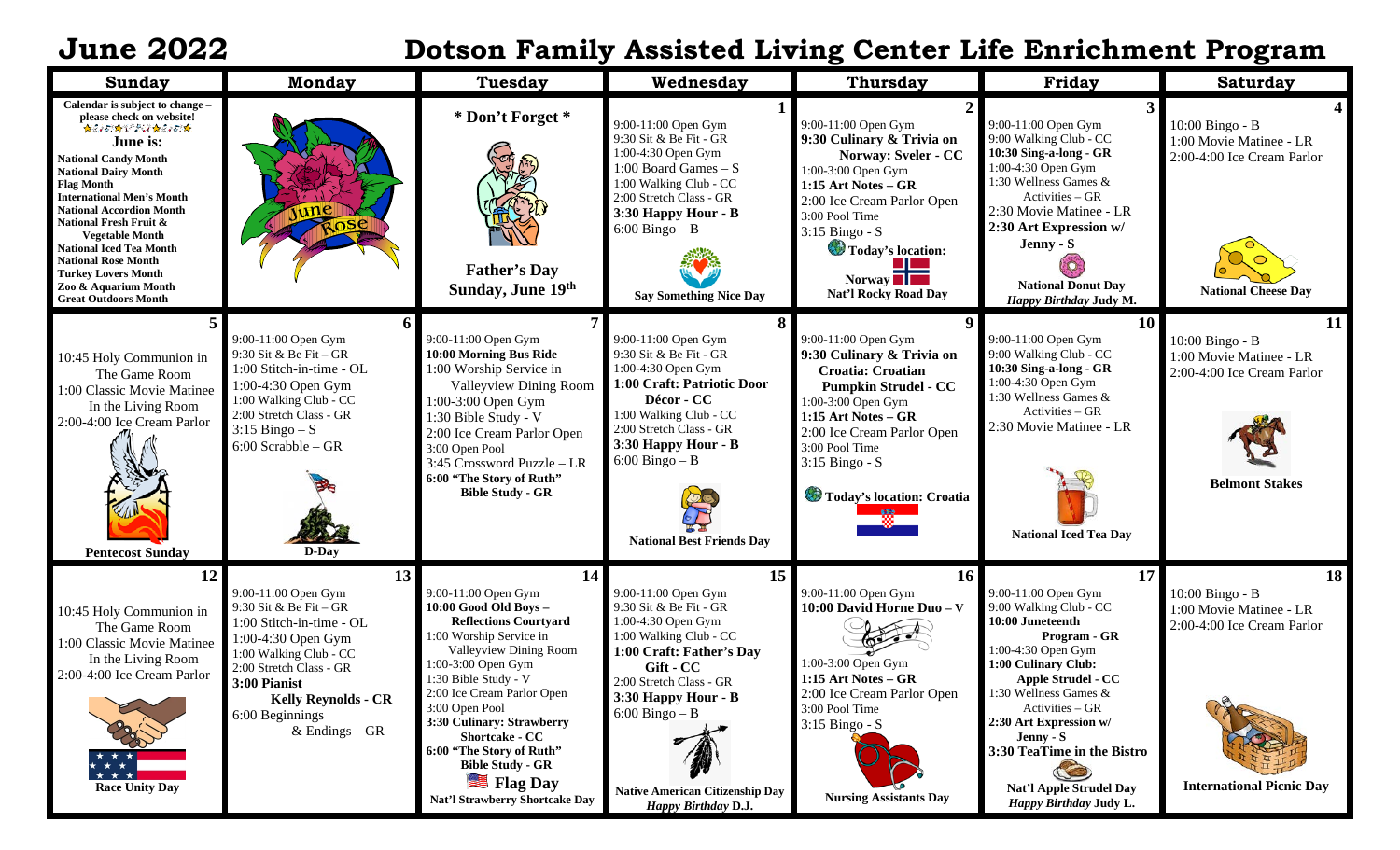# June 2022

## Dotson Family Assisted Living Center Life Enrichment Program

| Sunday | Monday | Tuesday | Wednesday | Thursday | Friday | Saturday |
|---|---|---|---|---|---|---|
| **Calendar is subject to change – please check on website!** **June is:** **National Candy Month** **National Dairy Month** **Flag Month** **International Men's Month** **International Accordion Month** **National Fresh Fruit & Vegetable Month** **National Iced Tea Month** **National Rose Month** **Turkey Lovers Month** **Zoo & Aquarium Month** **Great Outdoors Month** | June Rose | * Don't Forget * **Father's Day Sunday, June 19th** | **1** 9:00-11:00 Open Gym 9:30 Sit & Be Fit - GR 1:00-4:30 Open Gym 1:00 Board Games – S 1:00 Walking Club - CC 2:00 Stretch Class - GR **3:30 Happy Hour - B** 6:00 Bingo – B **Say Something Nice Day** | **2** 9:00-11:00 Open Gym **9:30 Culinary & Trivia on Norway: Sveler - CC** 1:00-3:00 Open Gym **1:15 Art Notes – GR** 2:00 Ice Cream Parlor Open 3:00 Pool Time 3:15 Bingo - S **Today's location: Norway** **Nat'l Rocky Road Day** | **3** 9:00-11:00 Open Gym 9:00 Walking Club - CC **10:30 Sing-a-long - GR** 1:00-4:30 Open Gym 1:30 Wellness Games & Activities – GR 2:30 Movie Matinee - LR **2:30 Art Expression w/ Jenny - S** **National Donut Day** ***Happy Birthday* Judy M.** | **4** 10:00 Bingo - B 1:00 Movie Matinee - LR 2:00-4:00 Ice Cream Parlor **National Cheese Day** |
| **5** 10:45 Holy Communion in The Game Room 1:00 Classic Movie Matinee In the Living Room 2:00-4:00 Ice Cream Parlor **Pentecost Sunday** | **6** 9:00-11:00 Open Gym 9:30 Sit & Be Fit – GR 1:00 Stitch-in-time - OL 1:00-4:30 Open Gym 1:00 Walking Club - CC 2:00 Stretch Class - GR 3:15 Bingo – S 6:00 Scrabble – GR **D-Day** | **7** 9:00-11:00 Open Gym **10:00 Morning Bus Ride** 1:00 Worship Service in Valleyview Dining Room 1:00-3:00 Open Gym 1:30 Bible Study - V 2:00 Ice Cream Parlor Open 3:00 Open Pool 3:45 Crossword Puzzle – LR **6:00 "The Story of Ruth" Bible Study - GR** | **8** 9:00-11:00 Open Gym 9:30 Sit & Be Fit - GR 1:00-4:30 Open Gym **1:00 Craft: Patriotic Door Décor - CC** 1:00 Walking Club - CC 2:00 Stretch Class - GR **3:30 Happy Hour - B** 6:00 Bingo – B **National Best Friends Day** | **9** 9:00-11:00 Open Gym **9:30 Culinary & Trivia on Croatia: Croatian Pumpkin Strudel - CC** 1:00-3:00 Open Gym **1:15 Art Notes – GR** 2:00 Ice Cream Parlor Open 3:00 Pool Time 3:15 Bingo - S **Today's location: Croatia** | **10** 9:00-11:00 Open Gym 9:00 Walking Club - CC **10:30 Sing-a-long - GR** 1:00-4:30 Open Gym 1:30 Wellness Games & Activities – GR 2:30 Movie Matinee - LR **National Iced Tea Day** | **11** 10:00 Bingo - B 1:00 Movie Matinee - LR 2:00-4:00 Ice Cream Parlor **Belmont Stakes** |
| **12** 10:45 Holy Communion in The Game Room 1:00 Classic Movie Matinee In the Living Room 2:00-4:00 Ice Cream Parlor **Race Unity Day** | **13** 9:00-11:00 Open Gym 9:30 Sit & Be Fit – GR 1:00 Stitch-in-time - OL 1:00-4:30 Open Gym 1:00 Walking Club - CC 2:00 Stretch Class - GR **3:00 Pianist Kelly Reynolds - CR** 6:00 Beginnings & Endings – GR | **14** 9:00-11:00 Open Gym **10:00 Good Old Boys – Reflections Courtyard** 1:00 Worship Service in Valleyview Dining Room 1:00-3:00 Open Gym 1:30 Bible Study - V 2:00 Ice Cream Parlor Open 3:00 Open Pool **3:30 Culinary: Strawberry Shortcake - CC** **6:00 "The Story of Ruth" Bible Study - GR** **Flag Day** **Nat'l Strawberry Shortcake Day** | **15** 9:00-11:00 Open Gym 9:30 Sit & Be Fit - GR 1:00-4:30 Open Gym 1:00 Walking Club - CC **1:00 Craft: Father's Day Gift - CC** 2:00 Stretch Class - GR **3:30 Happy Hour - B** 6:00 Bingo – B **Native American Citizenship Day** ***Happy Birthday* D.J.** | **16** 9:00-11:00 Open Gym **10:00 David Horne Duo – V** 1:00-3:00 Open Gym **1:15 Art Notes – GR** 2:00 Ice Cream Parlor Open 3:00 Pool Time 3:15 Bingo - S **Nursing Assistants Day** | **17** 9:00-11:00 Open Gym 9:00 Walking Club - CC **10:00 Juneteenth Program - GR** 1:00-4:30 Open Gym **1:00 Culinary Club: Apple Strudel - CC** 1:30 Wellness Games & Activities – GR **2:30 Art Expression w/ Jenny - S** **3:30 TeaTime in the Bistro** **Nat'l Apple Strudel Day** ***Happy Birthday* Judy L.** | **18** 10:00 Bingo - B 1:00 Movie Matinee - LR 2:00-4:00 Ice Cream Parlor **International Picnic Day** |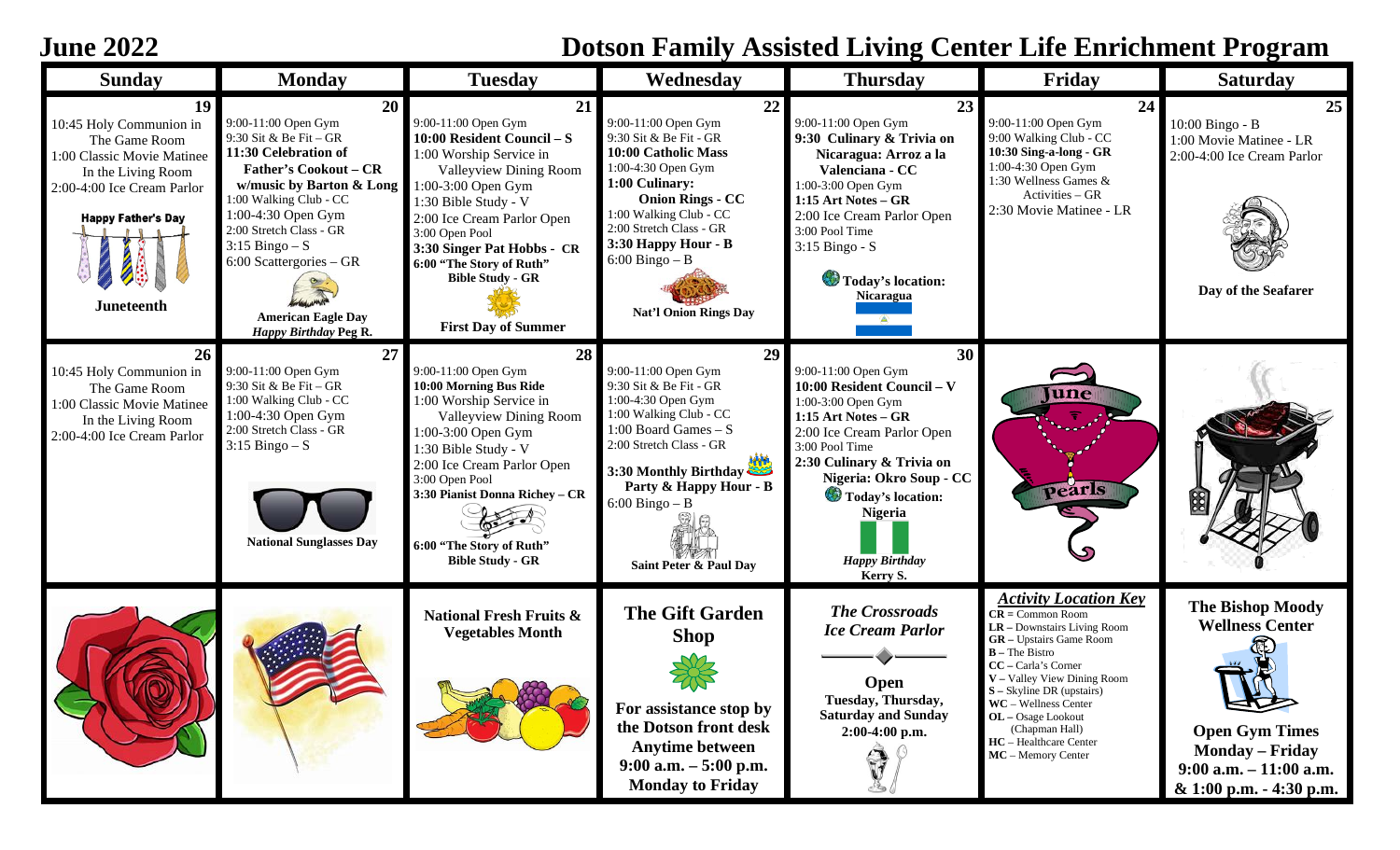# June 2022

# Dotson Family Assisted Living Center Life Enrichment Program

| Sunday | Monday | Tuesday | Wednesday | Thursday | Friday | Saturday |
|---|---|---|---|---|---|---|
| **19**<br>10:45 Holy Communion in The Game Room<br>1:00 Classic Movie Matinee In the Living Room<br>2:00-4:00 Ice Cream Parlor<br>**Happy Father's Day**<br>**Juneteenth** | **20**<br>9:00-11:00 Open Gym<br>9:30 Sit & Be Fit – GR<br>**11:30 Celebration of Father's Cookout – CR w/music by Barton & Long**<br>1:00 Walking Club - CC<br>1:00-4:30 Open Gym<br>2:00 Stretch Class - GR<br>3:15 Bingo – S<br>6:00 Scattergories – GR<br>**American Eagle Day**<br>***Happy Birthday* Peg R.** | **21**<br>9:00-11:00 Open Gym<br>**10:00 Resident Council – S**<br>1:00 Worship Service in Valleyview Dining Room<br>1:00-3:00 Open Gym<br>1:30 Bible Study - V<br>2:00 Ice Cream Parlor Open<br>3:00 Open Pool<br>**3:30 Singer Pat Hobbs - CR**<br>**6:00 "The Story of Ruth" Bible Study - GR**<br>**First Day of Summer** | **22**<br>9:00-11:00 Open Gym<br>9:30 Sit & Be Fit - GR<br>**10:00 Catholic Mass**<br>1:00-4:30 Open Gym<br>**1:00 Culinary: Onion Rings - CC**<br>1:00 Walking Club - CC<br>2:00 Stretch Class - GR<br>**3:30 Happy Hour - B**<br>6:00 Bingo – B<br>**Nat'l Onion Rings Day** | **23**<br>9:00-11:00 Open Gym<br>**9:30 Culinary & Trivia on Nicaragua: Arroz a la Valenciana - CC**<br>1:00-3:00 Open Gym<br>**1:15 Art Notes – GR**<br>2:00 Ice Cream Parlor Open<br>3:00 Pool Time<br>3:15 Bingo - S<br>**Today's location: Nicaragua** | **24**<br>9:00-11:00 Open Gym<br>9:00 Walking Club - CC<br>**10:30 Sing-a-long - GR**<br>1:00-4:30 Open Gym<br>1:30 Wellness Games & Activities – GR<br>2:30 Movie Matinee - LR | **25**<br>10:00 Bingo - B<br>1:00 Movie Matinee - LR<br>2:00-4:00 Ice Cream Parlor<br>**Day of the Seafarer** |
| **26**<br>10:45 Holy Communion in The Game Room<br>1:00 Classic Movie Matinee In the Living Room<br>2:00-4:00 Ice Cream Parlor | **27**<br>9:00-11:00 Open Gym<br>9:30 Sit & Be Fit – GR<br>1:00 Walking Club - CC<br>1:00-4:30 Open Gym<br>2:00 Stretch Class - GR<br>3:15 Bingo – S<br>**National Sunglasses Day** | **28**<br>9:00-11:00 Open Gym<br>**10:00 Morning Bus Ride**<br>1:00 Worship Service in Valleyview Dining Room<br>1:00-3:00 Open Gym<br>1:30 Bible Study - V<br>2:00 Ice Cream Parlor Open<br>3:00 Open Pool<br>**3:30 Pianist Donna Richey – CR**<br>**6:00 "The Story of Ruth" Bible Study - GR** | **29**<br>9:00-11:00 Open Gym<br>9:30 Sit & Be Fit - GR<br>1:00 Walking Club - CC<br>1:00 Board Games – S<br>2:00 Stretch Class - GR<br>**3:30 Monthly Birthday Party & Happy Hour - B**<br>6:00 Bingo – B<br>**Saint Peter & Paul Day** | **30**<br>9:00-11:00 Open Gym<br>**10:00 Resident Council – V**<br>1:00-3:00 Open Gym<br>**1:15 Art Notes – GR**<br>2:00 Ice Cream Parlor Open<br>3:00 Pool Time<br>**2:30 Culinary & Trivia on Nigeria: Okro Soup - CC**<br>**Today's location: Nigeria**<br>***Happy Birthday* Kerry S.** | June Pearls | |
| | | **National Fresh Fruits & Vegetables Month** | **The Gift Garden Shop**<br>**For assistance stop by the Dotson front desk Anytime between 9:00 a.m. – 5:00 p.m. Monday to Friday** | ***The Crossroads Ice Cream Parlor***<br>**Open**<br>**Tuesday, Thursday, Saturday and Sunday**<br>**2:00-4:00 p.m.** | ***Activity Location Key***<br>**CR** = Common Room<br>**LR** – Downstairs Living Room<br>**GR** – Upstairs Game Room<br>**B** – The Bistro<br>**CC** – Carla's Corner<br>**V** – Valley View Dining Room<br>**S** – Skyline DR (upstairs)<br>**WC** – Wellness Center<br>**OL** – Osage Lookout (Chapman Hall)<br>**HC** – Healthcare Center<br>**MC** – Memory Center | **The Bishop Moody Wellness Center**<br>**Open Gym Times Monday – Friday 9:00 a.m. – 11:00 a.m. & 1:00 p.m. - 4:30 p.m.** |